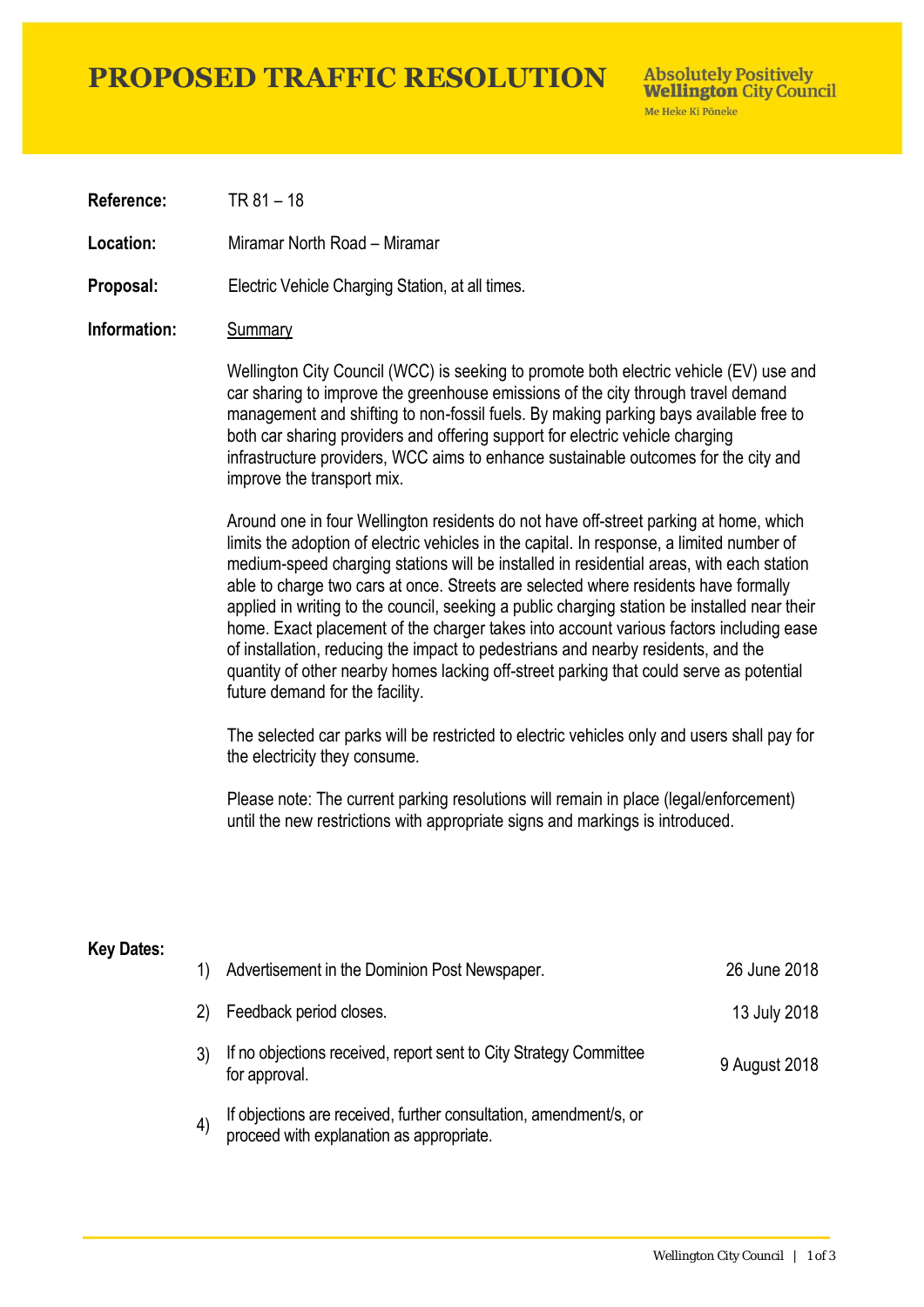# PROPOSED TRAFFIC RESOLUTION

**Absolutely Positively Wellington City Council**
Me Heke Ki Pōneke

**Reference:** TR 81 – 18

**Location:** Miramar North Road – Miramar

**Proposal:** Electric Vehicle Charging Station, at all times.

**Information:** Summary

Wellington City Council (WCC) is seeking to promote both electric vehicle (EV) use and car sharing to improve the greenhouse emissions of the city through travel demand management and shifting to non-fossil fuels. By making parking bays available free to both car sharing providers and offering support for electric vehicle charging infrastructure providers, WCC aims to enhance sustainable outcomes for the city and improve the transport mix.

Around one in four Wellington residents do not have off-street parking at home, which limits the adoption of electric vehicles in the capital. In response, a limited number of medium-speed charging stations will be installed in residential areas, with each station able to charge two cars at once. Streets are selected where residents have formally applied in writing to the council, seeking a public charging station be installed near their home. Exact placement of the charger takes into account various factors including ease of installation, reducing the impact to pedestrians and nearby residents, and the quantity of other nearby homes lacking off-street parking that could serve as potential future demand for the facility.

The selected car parks will be restricted to electric vehicles only and users shall pay for the electricity they consume.

Please note: The current parking resolutions will remain in place (legal/enforcement) until the new restrictions with appropriate signs and markings is introduced.

**Key Dates:**

1) Advertisement in the Dominion Post Newspaper. — 26 June 2018
2) Feedback period closes. — 13 July 2018
3) If no objections received, report sent to City Strategy Committee for approval. — 9 August 2018
4) If objections are received, further consultation, amendment/s, or proceed with explanation as appropriate.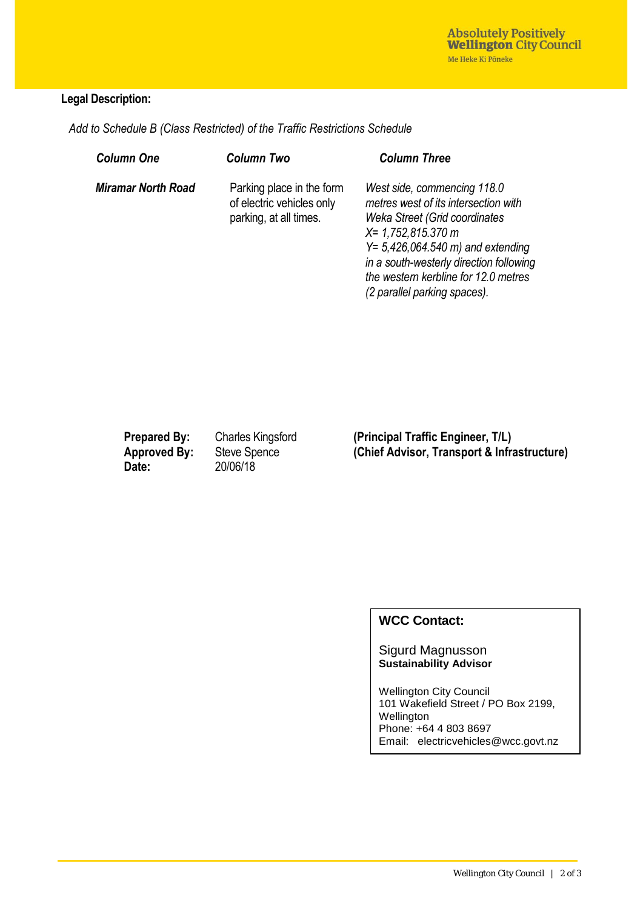**Legal Description:**

*Add to Schedule B (Class Restricted) of the Traffic Restrictions Schedule*

| *Column One* | *Column Two* | *Column Three* |
|---|---|---|
| ***Miramar North Road*** | Parking place in the form of electric vehicles only parking, at all times. | *West side, commencing 118.0 metres west of its intersection with Weka Street (Grid coordinates X= 1,752,815.370 m Y= 5,426,064.540 m) and extending in a south-westerly direction following the western kerbline for 12.0 metres (2 parallel parking spaces).* |

| | | |
|---|---|---|
| **Prepared By:** | Charles Kingsford | **(Principal Traffic Engineer, T/L)** |
| **Approved By:** | Steve Spence | **(Chief Advisor, Transport & Infrastructure)** |
| **Date:** | 20/06/18 | |

**WCC Contact:**

Sigurd Magnusson
**Sustainability Advisor**

Wellington City Council
101 Wakefield Street / PO Box 2199, Wellington
Phone: +64 4 803 8697
Email: electricvehicles@wcc.govt.nz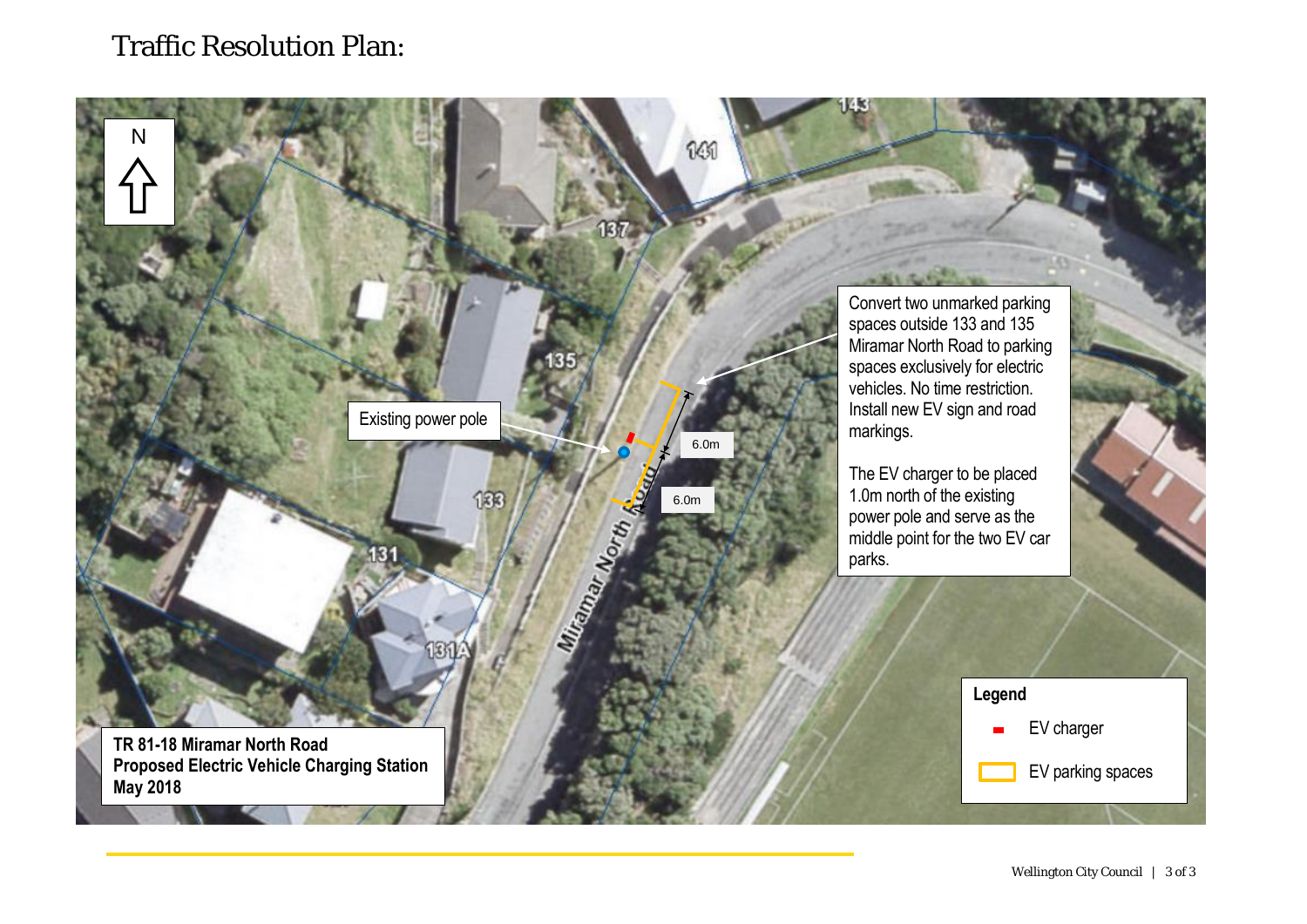# Traffic Resolution Plan:

N

143

141

137

135

133

131

131A

Miramar North Road

Existing power pole

6.0m

6.0m

Convert two unmarked parking spaces outside 133 and 135 Miramar North Road to parking spaces exclusively for electric vehicles. No time restriction. Install new EV sign and road markings.

The EV charger to be placed 1.0m north of the existing power pole and serve as the middle point for the two EV car parks.

**Legend**

EV charger

EV parking spaces

**TR 81-18 Miramar North Road**
**Proposed Electric Vehicle Charging Station**
**May 2018**